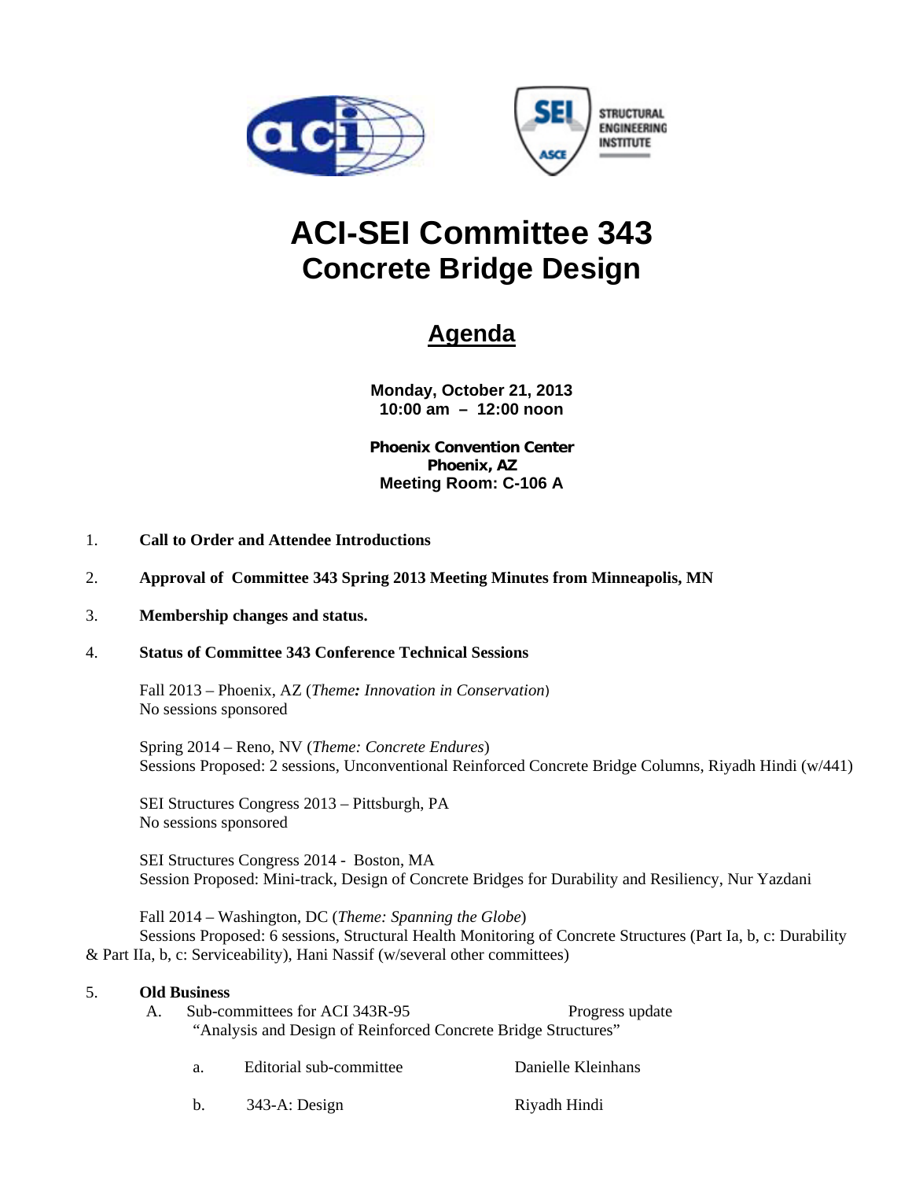# ACI-SEI Committee 343
# Concrete Bridge Design

## Agenda

**Monday, October 21, 2013**
**10:00 am – 12:00 noon**

**Phoenix Convention Center**
**Phoenix, AZ**
**Meeting Room: C-106 A**

1. **Call to Order and Attendee Introductions**

2. **Approval of Committee 343 Spring 2013 Meeting Minutes from Minneapolis, MN**

3. **Membership changes and status.**

4. **Status of Committee 343 Conference Technical Sessions**

   Fall 2013 – Phoenix, AZ (*Theme: Innovation in Conservation*)
   No sessions sponsored

   Spring 2014 – Reno, NV (*Theme: Concrete Endures*)
   Sessions Proposed: 2 sessions, Unconventional Reinforced Concrete Bridge Columns, Riyadh Hindi (w/441)

   SEI Structures Congress 2013 – Pittsburgh, PA
   No sessions sponsored

   SEI Structures Congress 2014 - Boston, MA
   Session Proposed: Mini-track, Design of Concrete Bridges for Durability and Resiliency, Nur Yazdani

   Fall 2014 – Washington, DC (*Theme: Spanning the Globe*)
   Sessions Proposed: 6 sessions, Structural Health Monitoring of Concrete Structures (Part Ia, b, c: Durability & Part IIa, b, c: Serviceability), Hani Nassif (w/several other committees)

5. **Old Business**

   A. Sub-committees for ACI 343R-95 — Progress update
   "Analysis and Design of Reinforced Concrete Bridge Structures"

      a. Editorial sub-committee — Danielle Kleinhans

      b. 343-A: Design — Riyadh Hindi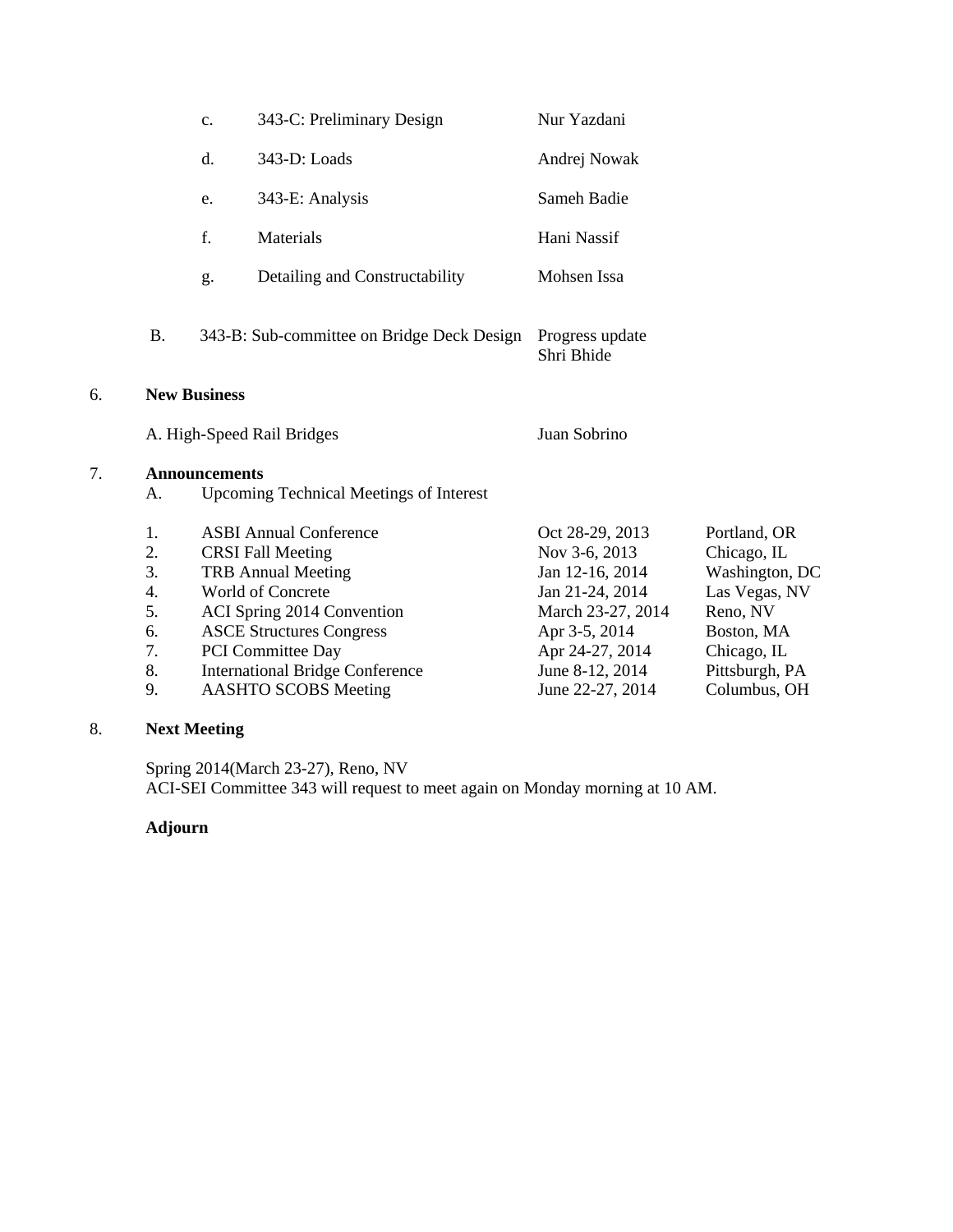c. 343-C: Preliminary Design — Nur Yazdani

d. 343-D: Loads — Andrej Nowak

e. 343-E: Analysis — Sameh Badie

f. Materials — Hani Nassif

g. Detailing and Constructability — Mohsen Issa

B. 343-B: Sub-committee on Bridge Deck Design — Progress update, Shri Bhide

6. **New Business**

A. High-Speed Rail Bridges — Juan Sobrino

7. **Announcements**

A. Upcoming Technical Meetings of Interest

| | | | |
|---|---|---|---|
| 1. | ASBI Annual Conference | Oct 28-29, 2013 | Portland, OR |
| 2. | CRSI Fall Meeting | Nov 3-6, 2013 | Chicago, IL |
| 3. | TRB Annual Meeting | Jan 12-16, 2014 | Washington, DC |
| 4. | World of Concrete | Jan 21-24, 2014 | Las Vegas, NV |
| 5. | ACI Spring 2014 Convention | March 23-27, 2014 | Reno, NV |
| 6. | ASCE Structures Congress | Apr 3-5, 2014 | Boston, MA |
| 7. | PCI Committee Day | Apr 24-27, 2014 | Chicago, IL |
| 8. | International Bridge Conference | June 8-12, 2014 | Pittsburgh, PA |
| 9. | AASHTO SCOBS Meeting | June 22-27, 2014 | Columbus, OH |

8. **Next Meeting**

Spring 2014(March 23-27), Reno, NV
ACI-SEI Committee 343 will request to meet again on Monday morning at 10 AM.

**Adjourn**